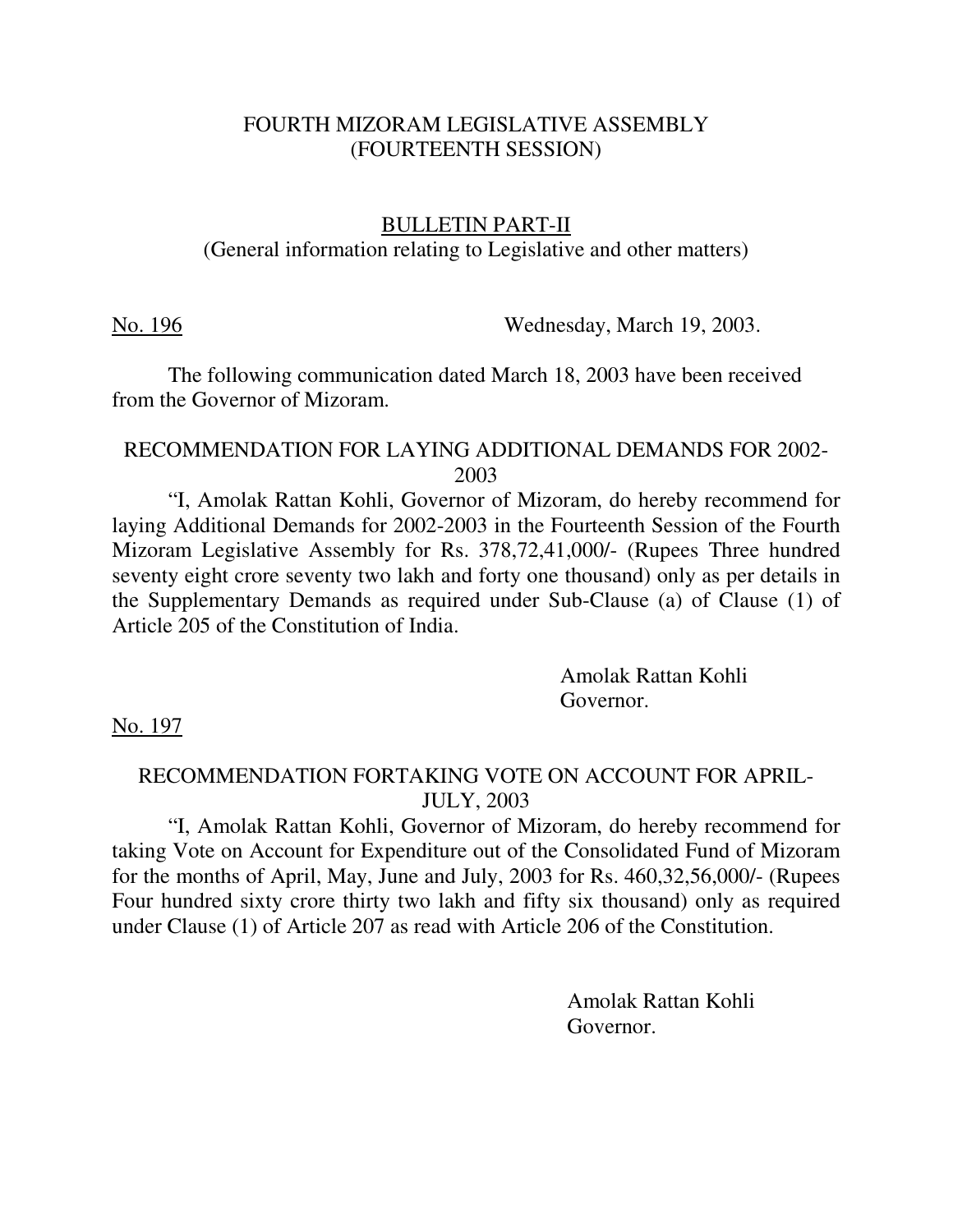# FOURTH MIZORAM LEGISLATIVE ASSEMBLY
## (FOURTEENTH SESSION)

## BULLETIN PART-II
(General information relating to Legislative and other matters)

No. 196 Wednesday, March 19, 2003.

The following communication dated March 18, 2003 have been received from the Governor of Mizoram.

### RECOMMENDATION FOR LAYING ADDITIONAL DEMANDS FOR 2002-2003

"I, Amolak Rattan Kohli, Governor of Mizoram, do hereby recommend for laying Additional Demands for 2002-2003 in the Fourteenth Session of the Fourth Mizoram Legislative Assembly for Rs. 378,72,41,000/- (Rupees Three hundred seventy eight crore seventy two lakh and forty one thousand) only as per details in the Supplementary Demands as required under Sub-Clause (a) of Clause (1) of Article 205 of the Constitution of India.

Amolak Rattan Kohli
Governor.

No. 197

### RECOMMENDATION FORTAKING VOTE ON ACCOUNT FOR APRIL-JULY, 2003

"I, Amolak Rattan Kohli, Governor of Mizoram, do hereby recommend for taking Vote on Account for Expenditure out of the Consolidated Fund of Mizoram for the months of April, May, June and July, 2003 for Rs. 460,32,56,000/- (Rupees Four hundred sixty crore thirty two lakh and fifty six thousand) only as required under Clause (1) of Article 207 as read with Article 206 of the Constitution.

Amolak Rattan Kohli
Governor.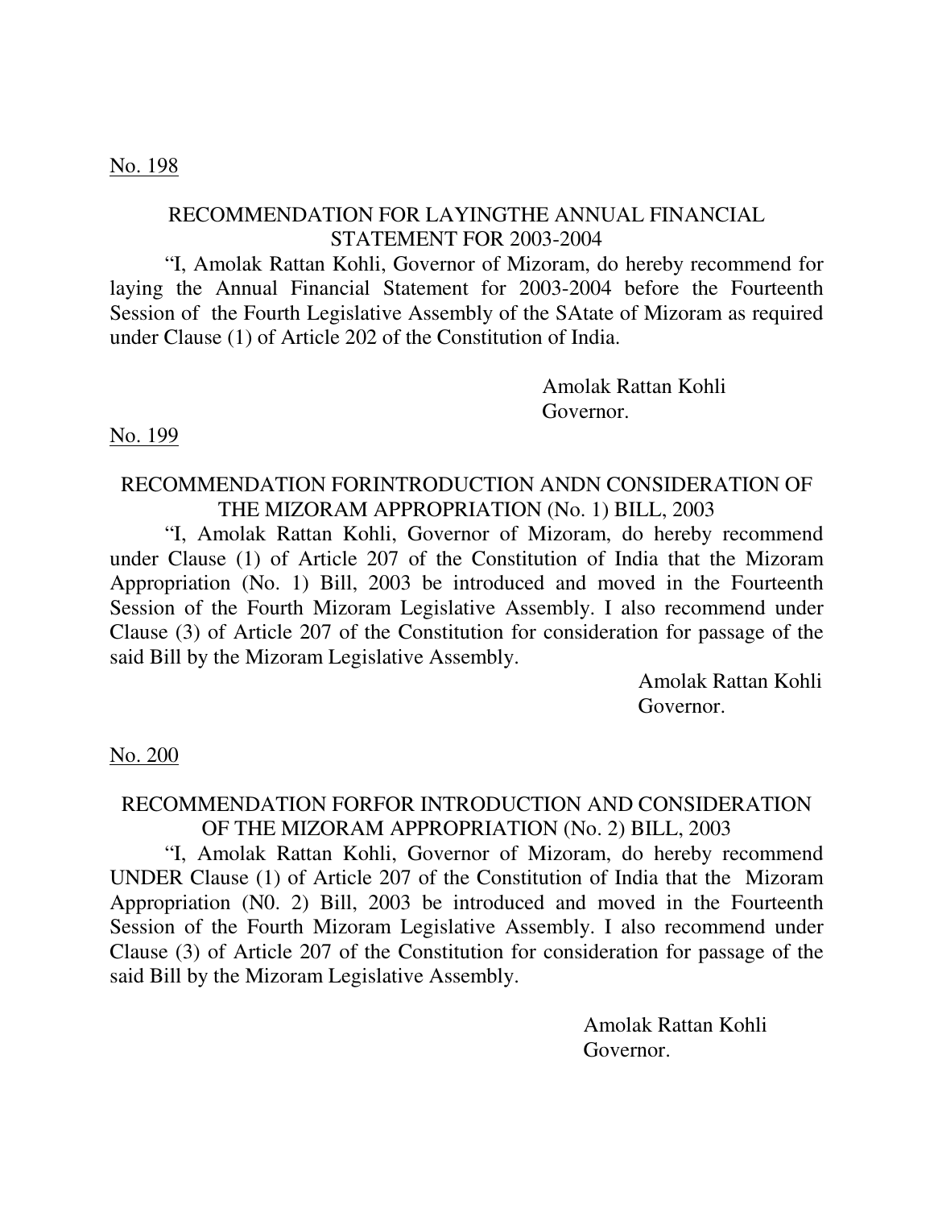<u>No. 198</u>

## RECOMMENDATION FOR LAYINGTHE ANNUAL FINANCIAL STATEMENT FOR 2003-2004

"I, Amolak Rattan Kohli, Governor of Mizoram, do hereby recommend for laying the Annual Financial Statement for 2003-2004 before the Fourteenth Session of the Fourth Legislative Assembly of the SAtate of Mizoram as required under Clause (1) of Article 202 of the Constitution of India.

Amolak Rattan Kohli
Governor.

<u>No. 199</u>

## RECOMMENDATION FORINTRODUCTION ANDN CONSIDERATION OF THE MIZORAM APPROPRIATION (No. 1) BILL, 2003

"I, Amolak Rattan Kohli, Governor of Mizoram, do hereby recommend under Clause (1) of Article 207 of the Constitution of India that the Mizoram Appropriation (No. 1) Bill, 2003 be introduced and moved in the Fourteenth Session of the Fourth Mizoram Legislative Assembly. I also recommend under Clause (3) of Article 207 of the Constitution for consideration for passage of the said Bill by the Mizoram Legislative Assembly.

Amolak Rattan Kohli
Governor.

<u>No. 200</u>

## RECOMMENDATION FORFOR INTRODUCTION AND CONSIDERATION OF THE MIZORAM APPROPRIATION (No. 2) BILL, 2003

"I, Amolak Rattan Kohli, Governor of Mizoram, do hereby recommend UNDER Clause (1) of Article 207 of the Constitution of India that the Mizoram Appropriation (N0. 2) Bill, 2003 be introduced and moved in the Fourteenth Session of the Fourth Mizoram Legislative Assembly. I also recommend under Clause (3) of Article 207 of the Constitution for consideration for passage of the said Bill by the Mizoram Legislative Assembly.

Amolak Rattan Kohli
Governor.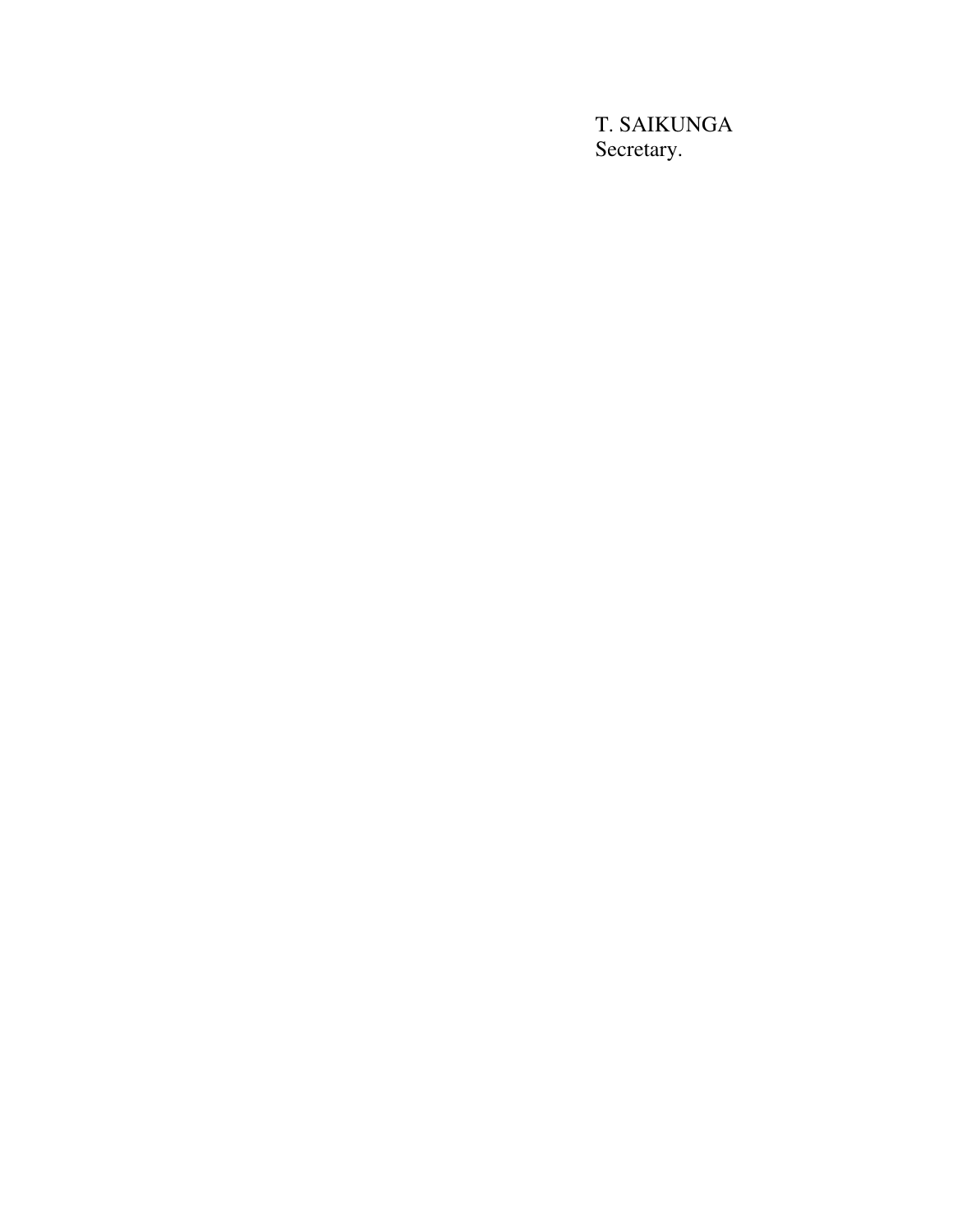T. SAIKUNGA
Secretary.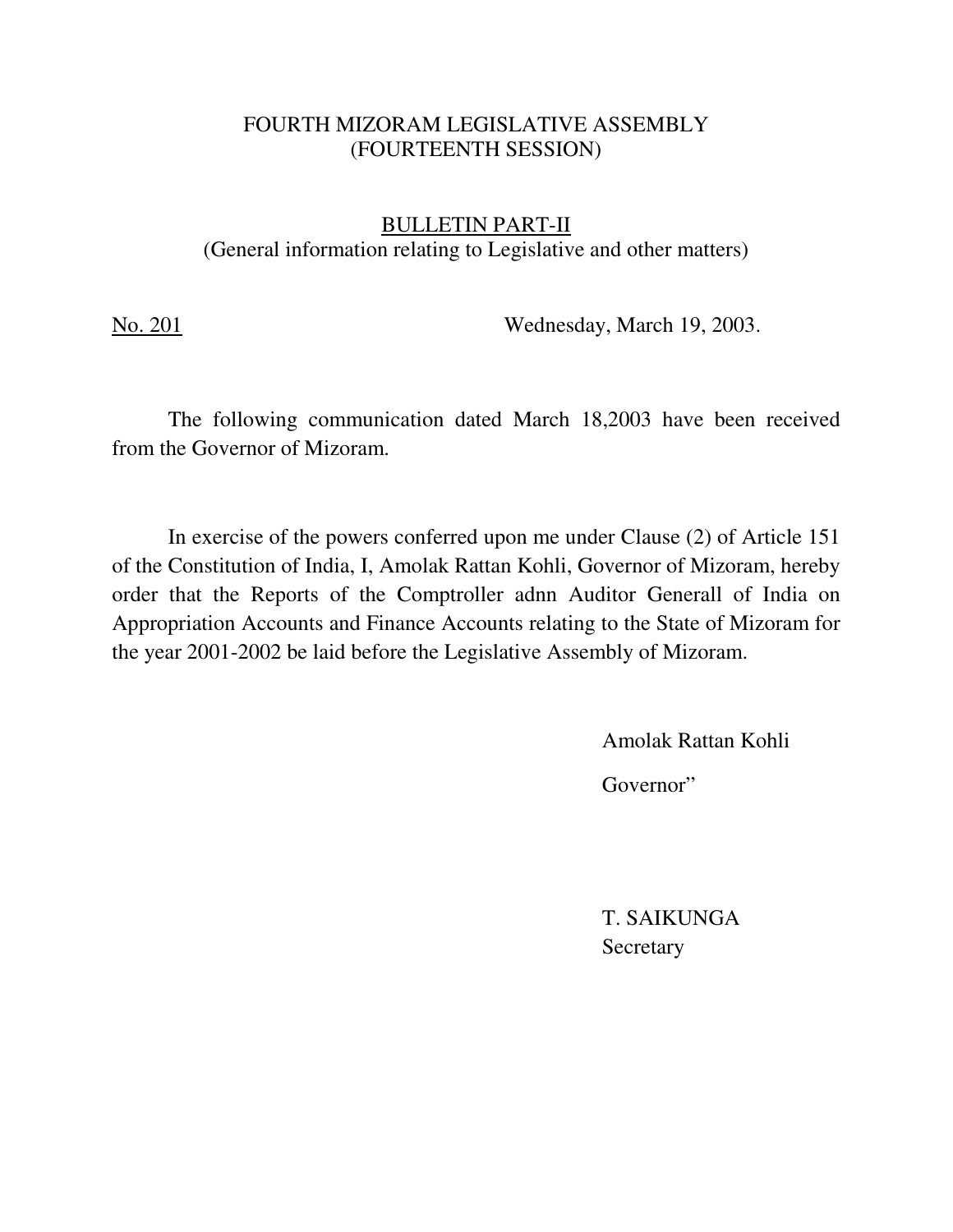FOURTH MIZORAM LEGISLATIVE ASSEMBLY
(FOURTEENTH SESSION)

BULLETIN PART-II
(General information relating to Legislative and other matters)

No. 201 Wednesday, March 19, 2003.

The following communication dated March 18,2003 have been received from the Governor of Mizoram.

In exercise of the powers conferred upon me under Clause (2) of Article 151 of the Constitution of India, I, Amolak Rattan Kohli, Governor of Mizoram, hereby order that the Reports of the Comptroller adnn Auditor Generall of India on Appropriation Accounts and Finance Accounts relating to the State of Mizoram for the year 2001-2002 be laid before the Legislative Assembly of Mizoram.

Amolak Rattan Kohli

Governor"

T. SAIKUNGA
Secretary